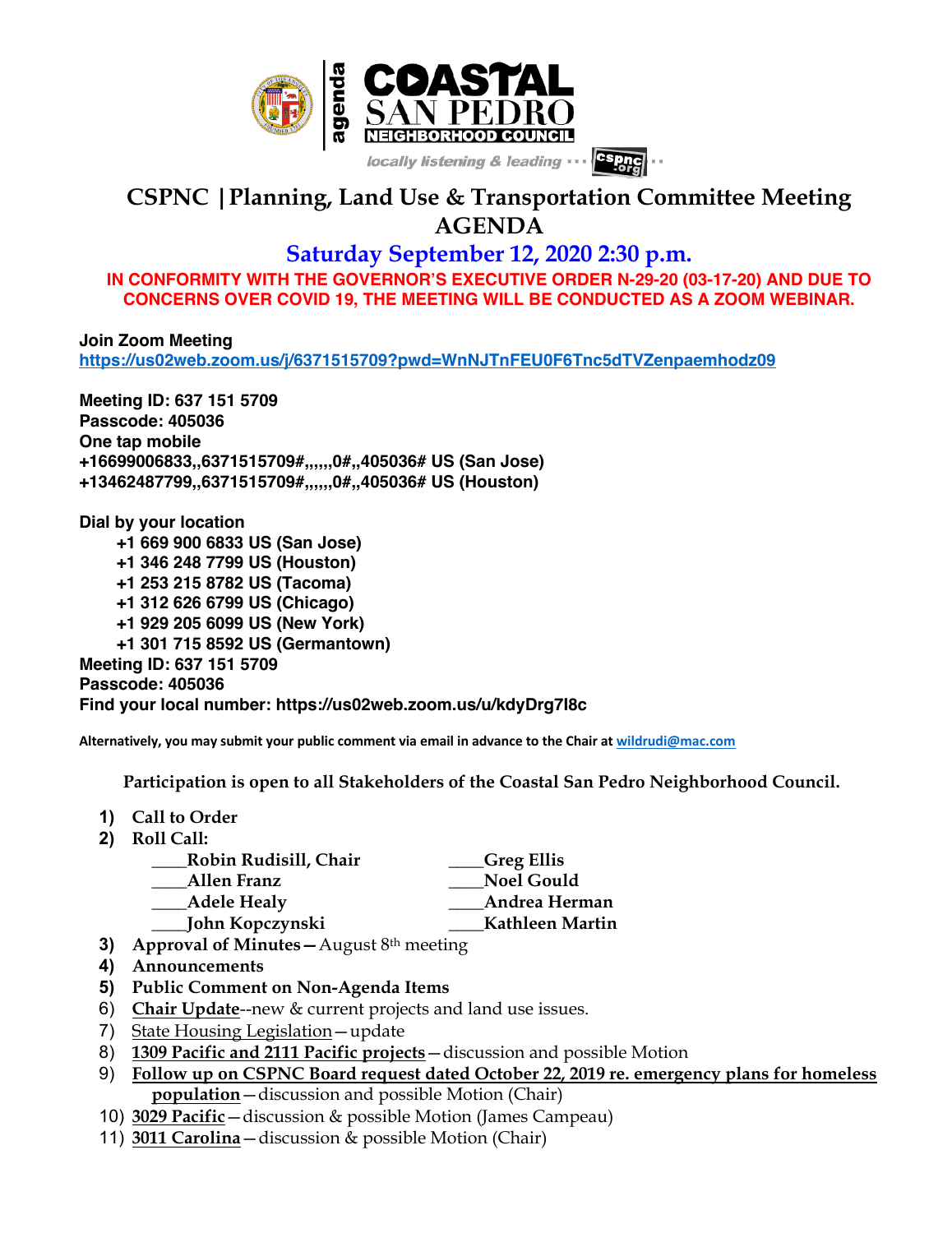agenda

# COASTAL SAN PEDRO NEIGHBORHOOD COUNCIL

locally listening & leading ··· cspnc.org ··

# CSPNC | Planning, Land Use & Transportation Committee Meeting AGENDA

## Saturday September 12, 2020 2:30 p.m.

**IN CONFORMITY WITH THE GOVERNOR'S EXECUTIVE ORDER N-29-20 (03-17-20) AND DUE TO CONCERNS OVER COVID 19, THE MEETING WILL BE CONDUCTED AS A ZOOM WEBINAR.**

**Join Zoom Meeting**
**https://us02web.zoom.us/j/6371515709?pwd=WnNJTnFEU0F6Tnc5dTVZenpaemhodz09**

**Meeting ID: 637 151 5709**
**Passcode: 405036**
**One tap mobile**
**+16699006833,,6371515709#,,,,,,0#,,405036# US (San Jose)**
**+13462487799,,6371515709#,,,,,,0#,,405036# US (Houston)**

**Dial by your location**

- **+1 669 900 6833 US (San Jose)**
- **+1 346 248 7799 US (Houston)**
- **+1 253 215 8782 US (Tacoma)**
- **+1 312 626 6799 US (Chicago)**
- **+1 929 205 6099 US (New York)**
- **+1 301 715 8592 US (Germantown)**

**Meeting ID: 637 151 5709**
**Passcode: 405036**
**Find your local number: https://us02web.zoom.us/u/kdyDrg7l8c**

**Alternatively, you may submit your public comment via email in advance to the Chair at wildrudi@mac.com**

**Participation is open to all Stakeholders of the Coastal San Pedro Neighborhood Council.**

1) **Call to Order**
2) **Roll Call:**

| | |
|---|---|
| ____**Robin Rudisill, Chair** | ____**Greg Ellis** |
| ____**Allen Franz** | ____**Noel Gould** |
| ____**Adele Healy** | ____**Andrea Herman** |
| ____**John Kopczynski** | ____**Kathleen Martin** |

3) **Approval of Minutes**—August 8th meeting
4) **Announcements**
5) **Public Comment on Non-Agenda Items**
6) **Chair Update**--new & current projects and land use issues.
7) State Housing Legislation—update
8) **1309 Pacific and 2111 Pacific projects**—discussion and possible Motion
9) **Follow up on CSPNC Board request dated October 22, 2019 re. emergency plans for homeless population**—discussion and possible Motion (Chair)
10) **3029 Pacific**—discussion & possible Motion (James Campeau)
11) **3011 Carolina**—discussion & possible Motion (Chair)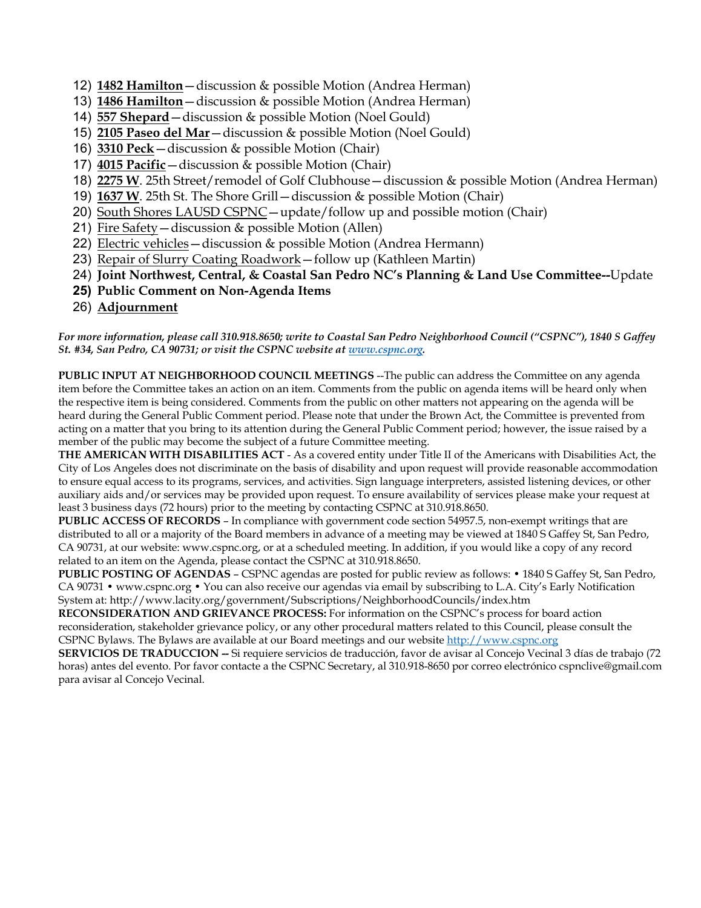12) **1482 Hamilton**—discussion & possible Motion (Andrea Herman)
13) **1486 Hamilton**—discussion & possible Motion (Andrea Herman)
14) **557 Shepard**—discussion & possible Motion (Noel Gould)
15) **2105 Paseo del Mar**—discussion & possible Motion (Noel Gould)
16) **3310 Peck**—discussion & possible Motion (Chair)
17) **4015 Pacific**—discussion & possible Motion (Chair)
18) **2275 W**. 25th Street/remodel of Golf Clubhouse—discussion & possible Motion (Andrea Herman)
19) **1637 W**. 25th St. The Shore Grill—discussion & possible Motion (Chair)
20) South Shores LAUSD CSPNC—update/follow up and possible motion (Chair)
21) Fire Safety—discussion & possible Motion (Allen)
22) Electric vehicles—discussion & possible Motion (Andrea Hermann)
23) Repair of Slurry Coating Roadwork—follow up (Kathleen Martin)
24) **Joint Northwest, Central, & Coastal San Pedro NC's Planning & Land Use Committee--**Update
25) **Public Comment on Non-Agenda Items**
26) **Adjournment**

***For more information, please call 310.918.8650; write to Coastal San Pedro Neighborhood Council ("CSPNC"), 1840 S Gaffey St. #34, San Pedro, CA 90731; or visit the CSPNC website at www.cspnc.org.***

**PUBLIC INPUT AT NEIGHBORHOOD COUNCIL MEETINGS** --The public can address the Committee on any agenda item before the Committee takes an action on an item. Comments from the public on agenda items will be heard only when the respective item is being considered. Comments from the public on other matters not appearing on the agenda will be heard during the General Public Comment period. Please note that under the Brown Act, the Committee is prevented from acting on a matter that you bring to its attention during the General Public Comment period; however, the issue raised by a member of the public may become the subject of a future Committee meeting.

**THE AMERICAN WITH DISABILITIES ACT** - As a covered entity under Title II of the Americans with Disabilities Act, the City of Los Angeles does not discriminate on the basis of disability and upon request will provide reasonable accommodation to ensure equal access to its programs, services, and activities. Sign language interpreters, assisted listening devices, or other auxiliary aids and/or services may be provided upon request. To ensure availability of services please make your request at least 3 business days (72 hours) prior to the meeting by contacting CSPNC at 310.918.8650.

**PUBLIC ACCESS OF RECORDS** – In compliance with government code section 54957.5, non-exempt writings that are distributed to all or a majority of the Board members in advance of a meeting may be viewed at 1840 S Gaffey St, San Pedro, CA 90731, at our website: www.cspnc.org, or at a scheduled meeting. In addition, if you would like a copy of any record related to an item on the Agenda, please contact the CSPNC at 310.918.8650.

**PUBLIC POSTING OF AGENDAS** – CSPNC agendas are posted for public review as follows: • 1840 S Gaffey St, San Pedro, CA 90731 • www.cspnc.org • You can also receive our agendas via email by subscribing to L.A. City's Early Notification System at: http://www.lacity.org/government/Subscriptions/NeighborhoodCouncils/index.htm

**RECONSIDERATION AND GRIEVANCE PROCESS:** For information on the CSPNC's process for board action reconsideration, stakeholder grievance policy, or any other procedural matters related to this Council, please consult the CSPNC Bylaws. The Bylaws are available at our Board meetings and our website http://www.cspnc.org

**SERVICIOS DE TRADUCCION --** Si requiere servicios de traducción, favor de avisar al Concejo Vecinal 3 días de trabajo (72 horas) antes del evento. Por favor contacte a the CSPNC Secretary, al 310.918-8650 por correo electrónico cspnclive@gmail.com para avisar al Concejo Vecinal.